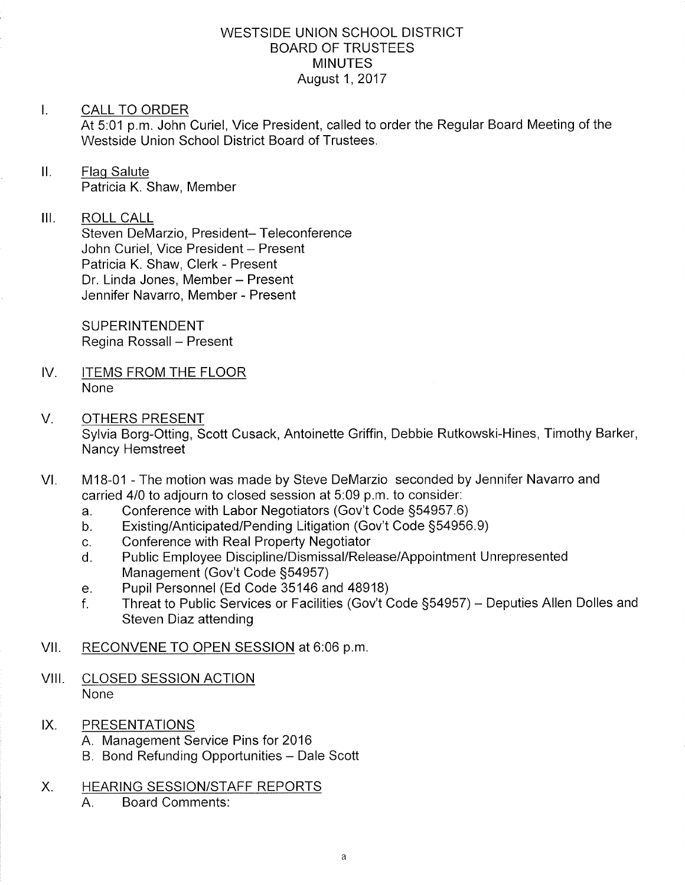# WESTSIDE UNION SCHOOL DISTRICT
## BOARD OF TRUSTEES
## MINUTES
August 1, 2017

I. CALL TO ORDER

At 5:01 p.m. John Curiel, Vice President, called to order the Regular Board Meeting of the Westside Union School District Board of Trustees.

II. Flag Salute

Patricia K. Shaw, Member

III. ROLL CALL

Steven DeMarzio, President– Teleconference
John Curiel, Vice President – Present
Patricia K. Shaw, Clerk - Present
Dr. Linda Jones, Member – Present
Jennifer Navarro, Member - Present

SUPERINTENDENT
Regina Rossall – Present

IV. ITEMS FROM THE FLOOR

None

V. OTHERS PRESENT

Sylvia Borg-Otting, Scott Cusack, Antoinette Griffin, Debbie Rutkowski-Hines, Timothy Barker, Nancy Hemstreet

VI. M18-01 - The motion was made by Steve DeMarzio seconded by Jennifer Navarro and carried 4/0 to adjourn to closed session at 5:09 p.m. to consider:

a. Conference with Labor Negotiators (Gov't Code §54957.6)
b. Existing/Anticipated/Pending Litigation (Gov't Code §54956.9)
c. Conference with Real Property Negotiator
d. Public Employee Discipline/Dismissal/Release/Appointment Unrepresented Management (Gov't Code §54957)
e. Pupil Personnel (Ed Code 35146 and 48918)
f. Threat to Public Services or Facilities (Gov't Code §54957) – Deputies Allen Dolles and Steven Diaz attending

VII. RECONVENE TO OPEN SESSION at 6:06 p.m.

VIII. CLOSED SESSION ACTION

None

IX. PRESENTATIONS

A. Management Service Pins for 2016
B. Bond Refunding Opportunities – Dale Scott

X. HEARING SESSION/STAFF REPORTS

A. Board Comments: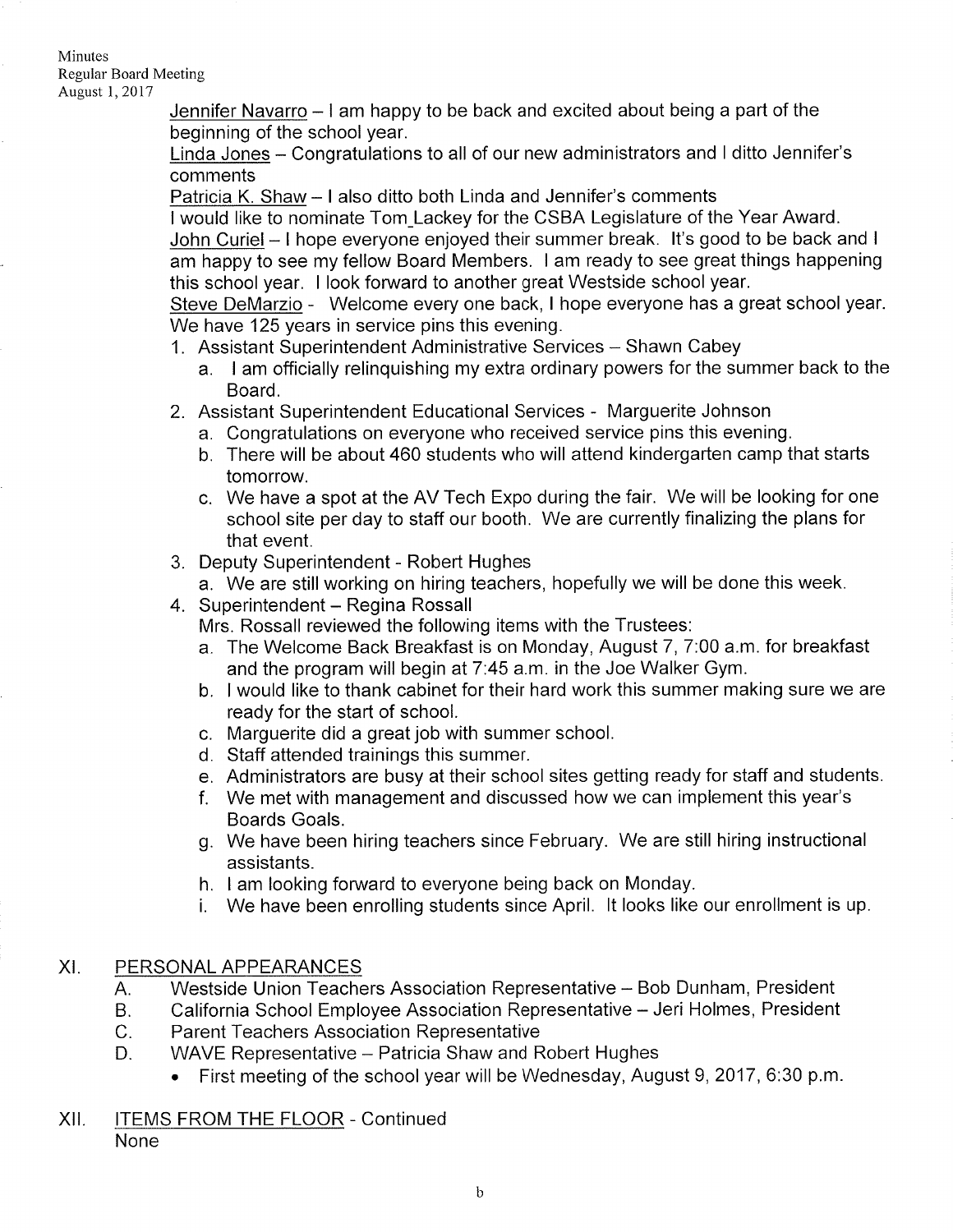<u>Jennifer Navarro</u> – I am happy to be back and excited about being a part of the beginning of the school year.
<u>Linda Jones</u> – Congratulations to all of our new administrators and I ditto Jennifer's comments
<u>Patricia K. Shaw</u> – I also ditto both Linda and Jennifer's comments
I would like to nominate Tom_Lackey for the CSBA Legislature of the Year Award.
<u>John Curiel</u> – I hope everyone enjoyed their summer break. It's good to be back and I am happy to see my fellow Board Members. I am ready to see great things happening this school year. I look forward to another great Westside school year.
<u>Steve DeMarzio</u> - Welcome every one back, I hope everyone has a great school year. We have 125 years in service pins this evening.

1. Assistant Superintendent Administrative Services – Shawn Cabey
   a. I am officially relinquishing my extra ordinary powers for the summer back to the Board.
2. Assistant Superintendent Educational Services - Marguerite Johnson
   a. Congratulations on everyone who received service pins this evening.
   b. There will be about 460 students who will attend kindergarten camp that starts tomorrow.
   c. We have a spot at the AV Tech Expo during the fair. We will be looking for one school site per day to staff our booth. We are currently finalizing the plans for that event.
3. Deputy Superintendent - Robert Hughes
   a. We are still working on hiring teachers, hopefully we will be done this week.
4. Superintendent – Regina Rossall
   Mrs. Rossall reviewed the following items with the Trustees:
   a. The Welcome Back Breakfast is on Monday, August 7, 7:00 a.m. for breakfast and the program will begin at 7:45 a.m. in the Joe Walker Gym.
   b. I would like to thank cabinet for their hard work this summer making sure we are ready for the start of school.
   c. Marguerite did a great job with summer school.
   d. Staff attended trainings this summer.
   e. Administrators are busy at their school sites getting ready for staff and students.
   f. We met with management and discussed how we can implement this year's Boards Goals.
   g. We have been hiring teachers since February. We are still hiring instructional assistants.
   h. I am looking forward to everyone being back on Monday.
   i. We have been enrolling students since April. It looks like our enrollment is up.

## XI. <u>PERSONAL APPEARANCES</u>

A. Westside Union Teachers Association Representative – Bob Dunham, President
B. California School Employee Association Representative – Jeri Holmes, President
C. Parent Teachers Association Representative
D. WAVE Representative – Patricia Shaw and Robert Hughes
   - First meeting of the school year will be Wednesday, August 9, 2017, 6:30 p.m.

## XII. <u>ITEMS FROM THE FLOOR</u> - Continued

None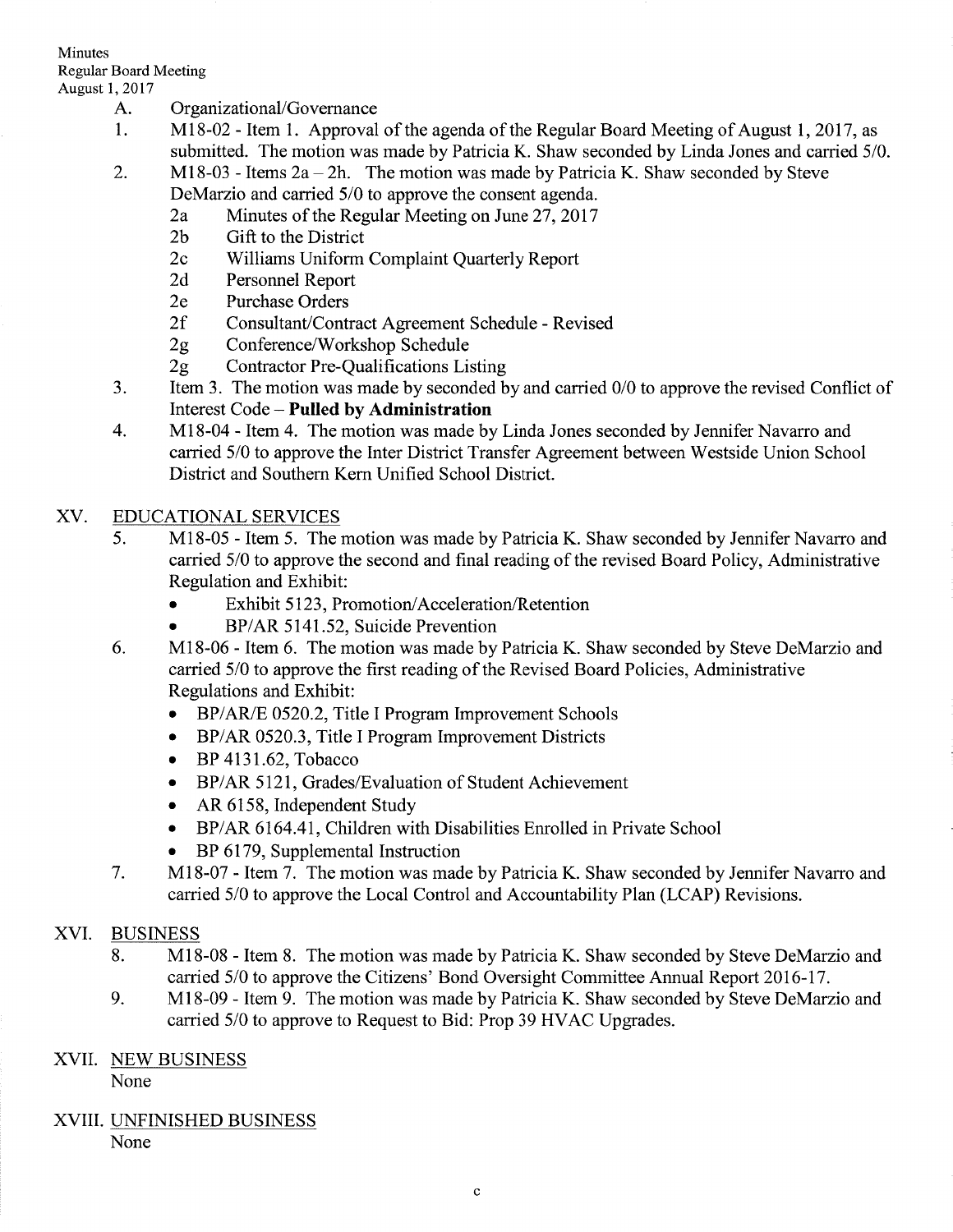A. Organizational/Governance

1. M18-02 - Item 1. Approval of the agenda of the Regular Board Meeting of August 1, 2017, as submitted. The motion was made by Patricia K. Shaw seconded by Linda Jones and carried 5/0.
2. M18-03 - Items 2a – 2h. The motion was made by Patricia K. Shaw seconded by Steve DeMarzio and carried 5/0 to approve the consent agenda.
   - 2a Minutes of the Regular Meeting on June 27, 2017
   - 2b Gift to the District
   - 2c Williams Uniform Complaint Quarterly Report
   - 2d Personnel Report
   - 2e Purchase Orders
   - 2f Consultant/Contract Agreement Schedule - Revised
   - 2g Conference/Workshop Schedule
   - 2g Contractor Pre-Qualifications Listing
3. Item 3. The motion was made by seconded by and carried 0/0 to approve the revised Conflict of Interest Code – **Pulled by Administration**
4. M18-04 - Item 4. The motion was made by Linda Jones seconded by Jennifer Navarro and carried 5/0 to approve the Inter District Transfer Agreement between Westside Union School District and Southern Kern Unified School District.

## XV. EDUCATIONAL SERVICES

5. M18-05 - Item 5. The motion was made by Patricia K. Shaw seconded by Jennifer Navarro and carried 5/0 to approve the second and final reading of the revised Board Policy, Administrative Regulation and Exhibit:
   - Exhibit 5123, Promotion/Acceleration/Retention
   - BP/AR 5141.52, Suicide Prevention
6. M18-06 - Item 6. The motion was made by Patricia K. Shaw seconded by Steve DeMarzio and carried 5/0 to approve the first reading of the Revised Board Policies, Administrative Regulations and Exhibit:
   - BP/AR/E 0520.2, Title I Program Improvement Schools
   - BP/AR 0520.3, Title I Program Improvement Districts
   - BP 4131.62, Tobacco
   - BP/AR 5121, Grades/Evaluation of Student Achievement
   - AR 6158, Independent Study
   - BP/AR 6164.41, Children with Disabilities Enrolled in Private School
   - BP 6179, Supplemental Instruction
7. M18-07 - Item 7. The motion was made by Patricia K. Shaw seconded by Jennifer Navarro and carried 5/0 to approve the Local Control and Accountability Plan (LCAP) Revisions.

## XVI. BUSINESS

8. M18-08 - Item 8. The motion was made by Patricia K. Shaw seconded by Steve DeMarzio and carried 5/0 to approve the Citizens' Bond Oversight Committee Annual Report 2016-17.
9. M18-09 - Item 9. The motion was made by Patricia K. Shaw seconded by Steve DeMarzio and carried 5/0 to approve to Request to Bid: Prop 39 HVAC Upgrades.

## XVII. NEW BUSINESS

None

## XVIII. UNFINISHED BUSINESS

None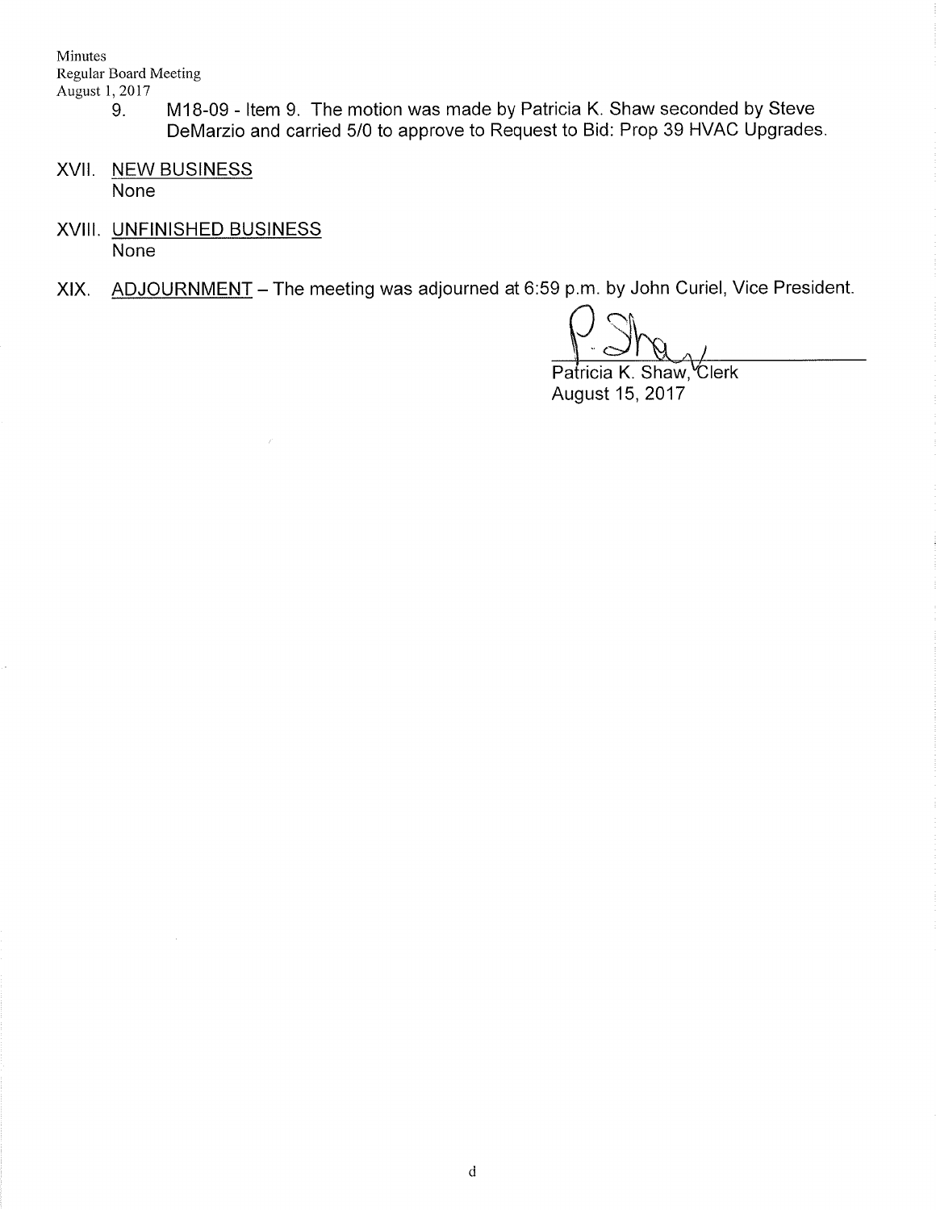9. M18-09 - Item 9. The motion was made by Patricia K. Shaw seconded by Steve DeMarzio and carried 5/0 to approve to Request to Bid: Prop 39 HVAC Upgrades.

XVII. NEW BUSINESS

None

XVIII. UNFINISHED BUSINESS

None

XIX. ADJOURNMENT – The meeting was adjourned at 6:59 p.m. by John Curiel, Vice President.

Patricia K. Shaw, Clerk
August 15, 2017